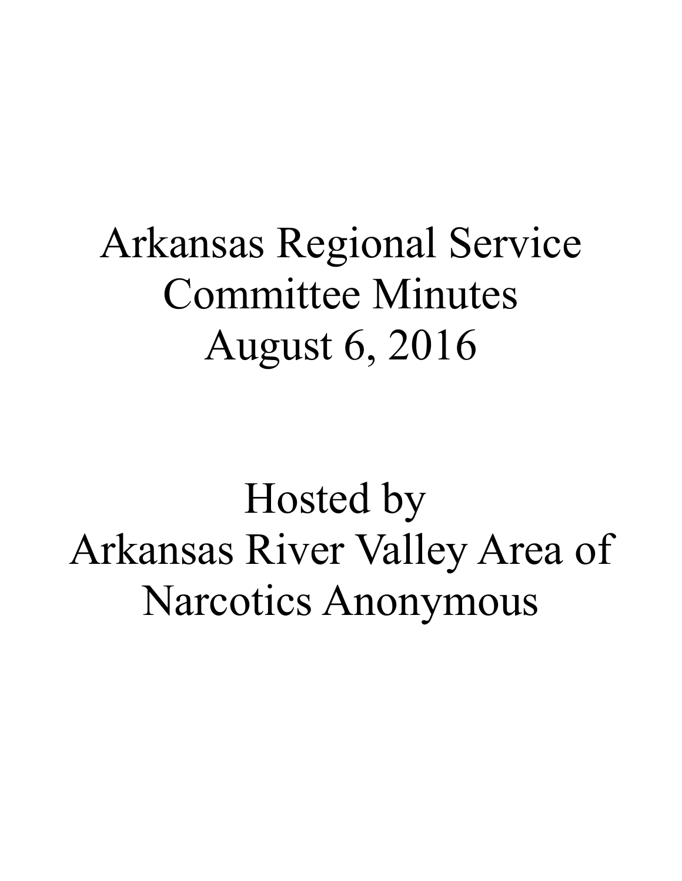# Arkansas Regional Service Committee Minutes
# August 6, 2016

# Hosted by Arkansas River Valley Area of Narcotics Anonymous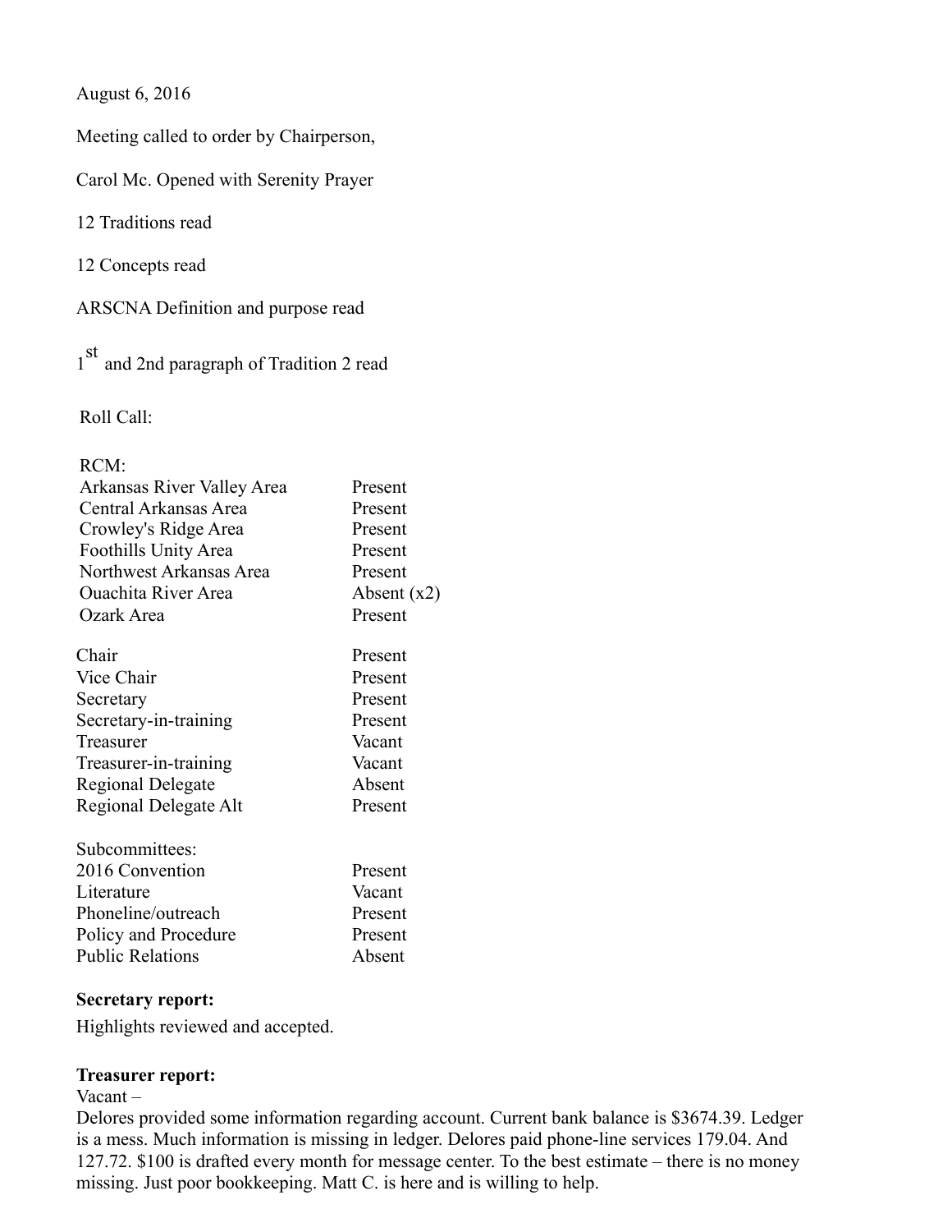August 6, 2016

Meeting called to order by Chairperson,

Carol Mc. Opened with Serenity Prayer

12 Traditions read

12 Concepts read

ARSCNA Definition and purpose read

1st and 2nd paragraph of Tradition 2 read

Roll Call:

| RCM: | |
|---|---|
| Arkansas River Valley Area | Present |
| Central Arkansas Area | Present |
| Crowley's Ridge Area | Present |
| Foothills Unity Area | Present |
| Northwest Arkansas Area | Present |
| Ouachita River Area | Absent (x2) |
| Ozark Area | Present |
| Chair | Present |
| Vice Chair | Present |
| Secretary | Present |
| Secretary-in-training | Present |
| Treasurer | Vacant |
| Treasurer-in-training | Vacant |
| Regional Delegate | Absent |
| Regional Delegate Alt | Present |
| Subcommittees: | |
| 2016 Convention | Present |
| Literature | Vacant |
| Phoneline/outreach | Present |
| Policy and Procedure | Present |
| Public Relations | Absent |

**Secretary report:**

Highlights reviewed and accepted.

**Treasurer report:**

Vacant –

Delores provided some information regarding account. Current bank balance is $3674.39. Ledger is a mess. Much information is missing in ledger. Delores paid phone-line services 179.04. And 127.72. $100 is drafted every month for message center. To the best estimate – there is no money missing. Just poor bookkeeping. Matt C. is here and is willing to help.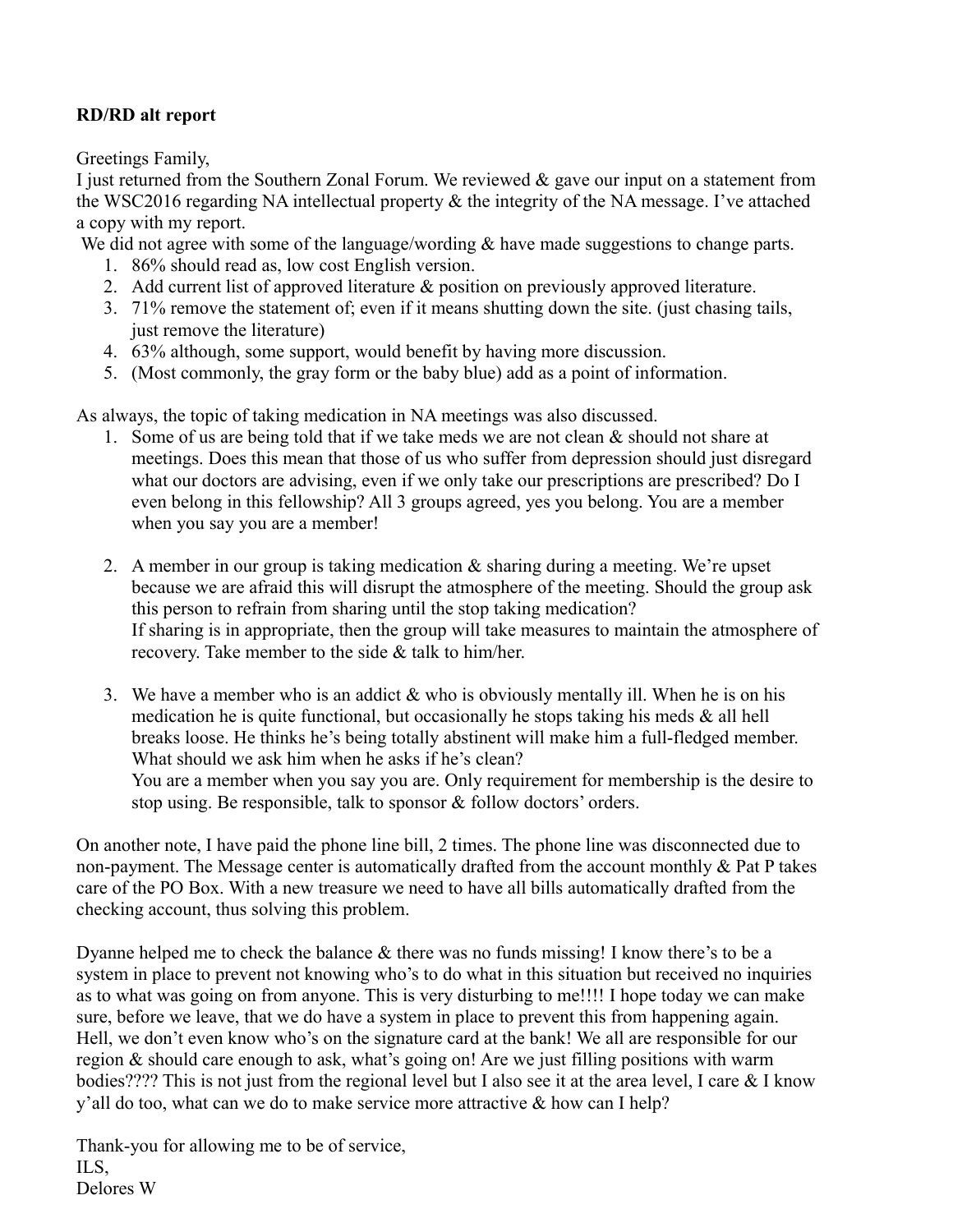**RD/RD alt report**

Greetings Family,
I just returned from the Southern Zonal Forum. We reviewed & gave our input on a statement from the WSC2016 regarding NA intellectual property & the integrity of the NA message. I've attached a copy with my report.
We did not agree with some of the language/wording & have made suggestions to change parts.

1. 86% should read as, low cost English version.
2. Add current list of approved literature & position on previously approved literature.
3. 71% remove the statement of; even if it means shutting down the site. (just chasing tails, just remove the literature)
4. 63% although, some support, would benefit by having more discussion.
5. (Most commonly, the gray form or the baby blue) add as a point of information.

As always, the topic of taking medication in NA meetings was also discussed.

1. Some of us are being told that if we take meds we are not clean & should not share at meetings. Does this mean that those of us who suffer from depression should just disregard what our doctors are advising, even if we only take our prescriptions are prescribed? Do I even belong in this fellowship? All 3 groups agreed, yes you belong. You are a member when you say you are a member!

2. A member in our group is taking medication & sharing during a meeting. We're upset because we are afraid this will disrupt the atmosphere of the meeting. Should the group ask this person to refrain from sharing until the stop taking medication?
   If sharing is in appropriate, then the group will take measures to maintain the atmosphere of recovery. Take member to the side & talk to him/her.

3. We have a member who is an addict & who is obviously mentally ill. When he is on his medication he is quite functional, but occasionally he stops taking his meds & all hell breaks loose. He thinks he's being totally abstinent will make him a full-fledged member. What should we ask him when he asks if he's clean?
   You are a member when you say you are. Only requirement for membership is the desire to stop using. Be responsible, talk to sponsor & follow doctors' orders.

On another note, I have paid the phone line bill, 2 times. The phone line was disconnected due to non-payment. The Message center is automatically drafted from the account monthly & Pat P takes care of the PO Box. With a new treasure we need to have all bills automatically drafted from the checking account, thus solving this problem.

Dyanne helped me to check the balance & there was no funds missing! I know there's to be a system in place to prevent not knowing who's to do what in this situation but received no inquiries as to what was going on from anyone. This is very disturbing to me!!!! I hope today we can make sure, before we leave, that we do have a system in place to prevent this from happening again. Hell, we don't even know who's on the signature card at the bank! We all are responsible for our region & should care enough to ask, what's going on! Are we just filling positions with warm bodies???? This is not just from the regional level but I also see it at the area level, I care & I know y'all do too, what can we do to make service more attractive & how can I help?

Thank-you for allowing me to be of service,
ILS,
Delores W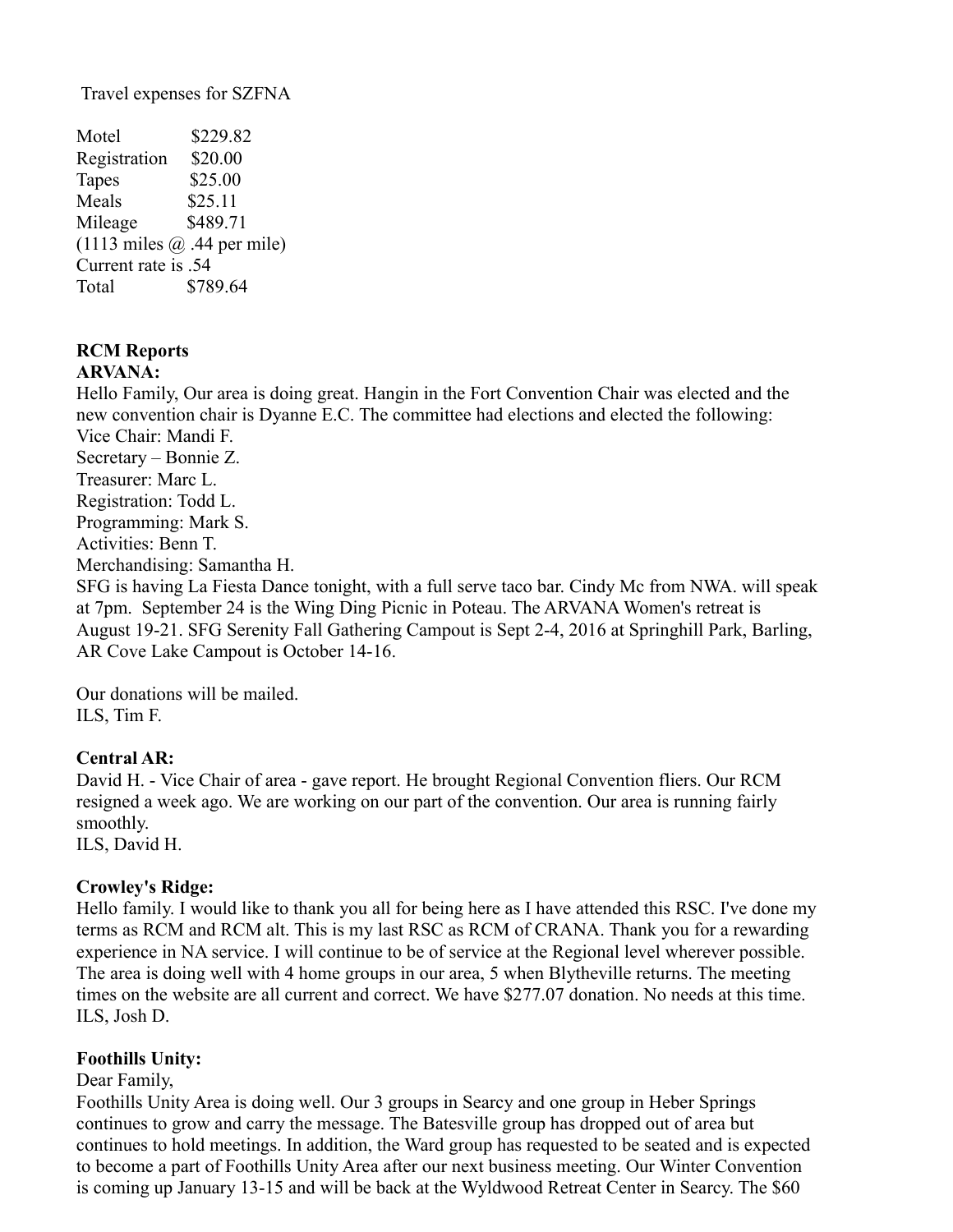Travel expenses for SZFNA

Motel $229.82
Registration $20.00
Tapes $25.00
Meals $25.11
Mileage $489.71
(1113 miles @ .44 per mile)
Current rate is .54
Total $789.64

**RCM Reports**

**ARVANA:**

Hello Family, Our area is doing great. Hangin in the Fort Convention Chair was elected and the new convention chair is Dyanne E.C. The committee had elections and elected the following:
Vice Chair: Mandi F.
Secretary – Bonnie Z.
Treasurer: Marc L.
Registration: Todd L.
Programming: Mark S.
Activities: Benn T.
Merchandising: Samantha H.
SFG is having La Fiesta Dance tonight, with a full serve taco bar. Cindy Mc from NWA. will speak at 7pm. September 24 is the Wing Ding Picnic in Poteau. The ARVANA Women's retreat is August 19-21. SFG Serenity Fall Gathering Campout is Sept 2-4, 2016 at Springhill Park, Barling, AR Cove Lake Campout is October 14-16.

Our donations will be mailed.
ILS, Tim F.

**Central AR:**

David H. - Vice Chair of area - gave report. He brought Regional Convention fliers. Our RCM resigned a week ago. We are working on our part of the convention. Our area is running fairly smoothly.
ILS, David H.

**Crowley's Ridge:**

Hello family. I would like to thank you all for being here as I have attended this RSC. I've done my terms as RCM and RCM alt. This is my last RSC as RCM of CRANA. Thank you for a rewarding experience in NA service. I will continue to be of service at the Regional level wherever possible. The area is doing well with 4 home groups in our area, 5 when Blytheville returns. The meeting times on the website are all current and correct. We have $277.07 donation. No needs at this time.
ILS, Josh D.

**Foothills Unity:**

Dear Family,
Foothills Unity Area is doing well. Our 3 groups in Searcy and one group in Heber Springs continues to grow and carry the message. The Batesville group has dropped out of area but continues to hold meetings. In addition, the Ward group has requested to be seated and is expected to become a part of Foothills Unity Area after our next business meeting. Our Winter Convention is coming up January 13-15 and will be back at the Wyldwood Retreat Center in Searcy. The $60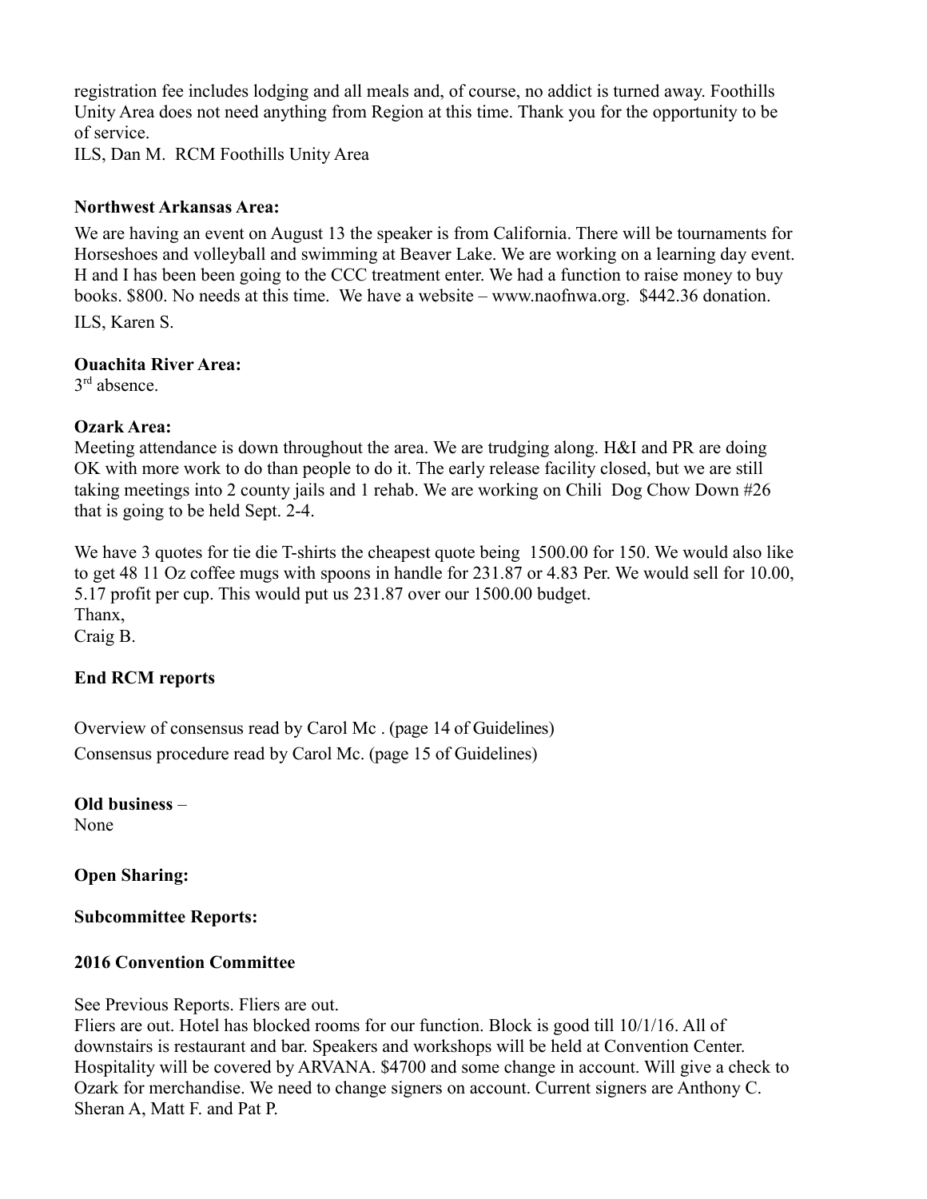registration fee includes lodging and all meals and, of course, no addict is turned away. Foothills Unity Area does not need anything from Region at this time. Thank you for the opportunity to be of service.
ILS, Dan M. RCM Foothills Unity Area

**Northwest Arkansas Area:**

We are having an event on August 13 the speaker is from California. There will be tournaments for Horseshoes and volleyball and swimming at Beaver Lake. We are working on a learning day event. H and I has been been going to the CCC treatment enter. We had a function to raise money to buy books. $800. No needs at this time. We have a website – www.naofnwa.org. $442.36 donation.

ILS, Karen S.

**Ouachita River Area:**
3rd absence.

**Ozark Area:**
Meeting attendance is down throughout the area. We are trudging along. H&I and PR are doing OK with more work to do than people to do it. The early release facility closed, but we are still taking meetings into 2 county jails and 1 rehab. We are working on Chili Dog Chow Down #26 that is going to be held Sept. 2-4.

We have 3 quotes for tie die T-shirts the cheapest quote being 1500.00 for 150. We would also like to get 48 11 Oz coffee mugs with spoons in handle for 231.87 or 4.83 Per. We would sell for 10.00, 5.17 profit per cup. This would put us 231.87 over our 1500.00 budget.
Thanx,
Craig B.

**End RCM reports**

Overview of consensus read by Carol Mc . (page 14 of Guidelines)
Consensus procedure read by Carol Mc. (page 15 of Guidelines)

**Old business** –
None

**Open Sharing:**

**Subcommittee Reports:**

**2016 Convention Committee**

See Previous Reports. Fliers are out.
Fliers are out. Hotel has blocked rooms for our function. Block is good till 10/1/16. All of downstairs is restaurant and bar. Speakers and workshops will be held at Convention Center. Hospitality will be covered by ARVANA. $4700 and some change in account. Will give a check to Ozark for merchandise. We need to change signers on account. Current signers are Anthony C. Sheran A, Matt F. and Pat P.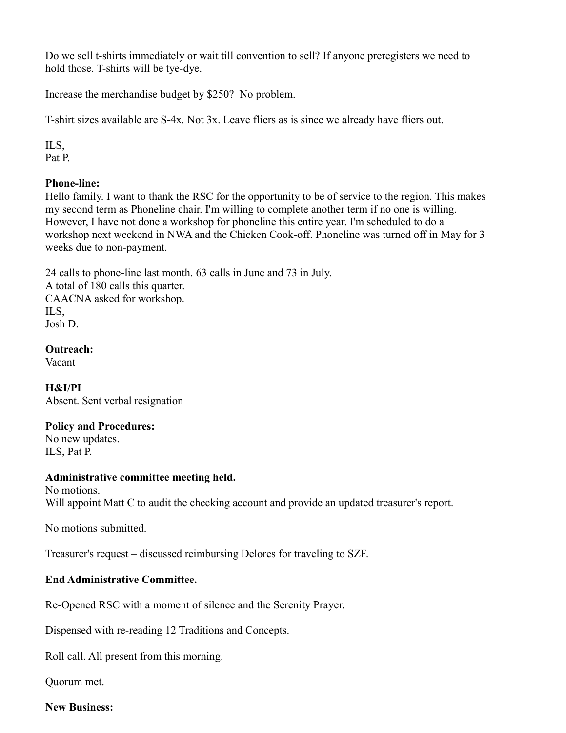Do we sell t-shirts immediately or wait till convention to sell? If anyone preregisters we need to hold those. T-shirts will be tye-dye.

Increase the merchandise budget by $250? No problem.

T-shirt sizes available are S-4x. Not 3x. Leave fliers as is since we already have fliers out.

ILS,
Pat P.

**Phone-line:**
Hello family. I want to thank the RSC for the opportunity to be of service to the region. This makes my second term as Phoneline chair. I'm willing to complete another term if no one is willing. However, I have not done a workshop for phoneline this entire year. I'm scheduled to do a workshop next weekend in NWA and the Chicken Cook-off. Phoneline was turned off in May for 3 weeks due to non-payment.

24 calls to phone-line last month. 63 calls in June and 73 in July.
A total of 180 calls this quarter.
CAACNA asked for workshop.
ILS,
Josh D.

**Outreach:**
Vacant

**H&I/PI**
Absent. Sent verbal resignation

**Policy and Procedures:**
No new updates.
ILS, Pat P.

**Administrative committee meeting held.**
No motions.
Will appoint Matt C to audit the checking account and provide an updated treasurer's report.

No motions submitted.

Treasurer's request – discussed reimbursing Delores for traveling to SZF.

**End Administrative Committee.**

Re-Opened RSC with a moment of silence and the Serenity Prayer.

Dispensed with re-reading 12 Traditions and Concepts.

Roll call. All present from this morning.

Quorum met.

**New Business:**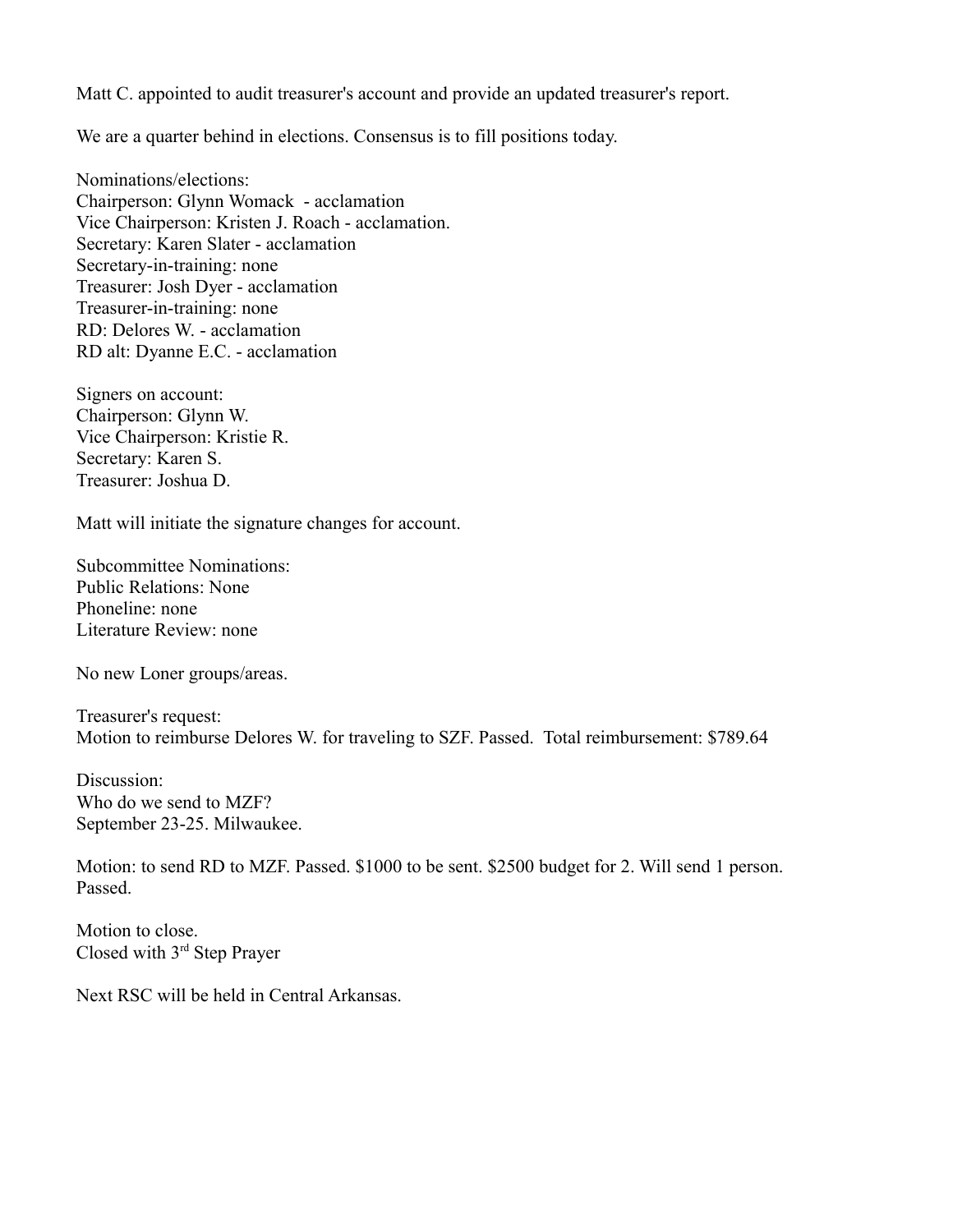Matt C. appointed to audit treasurer's account and provide an updated treasurer's report.

We are a quarter behind in elections. Consensus is to fill positions today.

Nominations/elections:
Chairperson: Glynn Womack - acclamation
Vice Chairperson: Kristen J. Roach - acclamation.
Secretary: Karen Slater - acclamation
Secretary-in-training: none
Treasurer: Josh Dyer - acclamation
Treasurer-in-training: none
RD: Delores W. - acclamation
RD alt: Dyanne E.C. - acclamation

Signers on account:
Chairperson: Glynn W.
Vice Chairperson: Kristie R.
Secretary: Karen S.
Treasurer: Joshua D.

Matt will initiate the signature changes for account.

Subcommittee Nominations:
Public Relations: None
Phoneline: none
Literature Review: none

No new Loner groups/areas.

Treasurer's request:
Motion to reimburse Delores W. for traveling to SZF. Passed. Total reimbursement: $789.64

Discussion:
Who do we send to MZF?
September 23-25. Milwaukee.

Motion: to send RD to MZF. Passed. $1000 to be sent. $2500 budget for 2. Will send 1 person. Passed.

Motion to close.
Closed with 3rd Step Prayer

Next RSC will be held in Central Arkansas.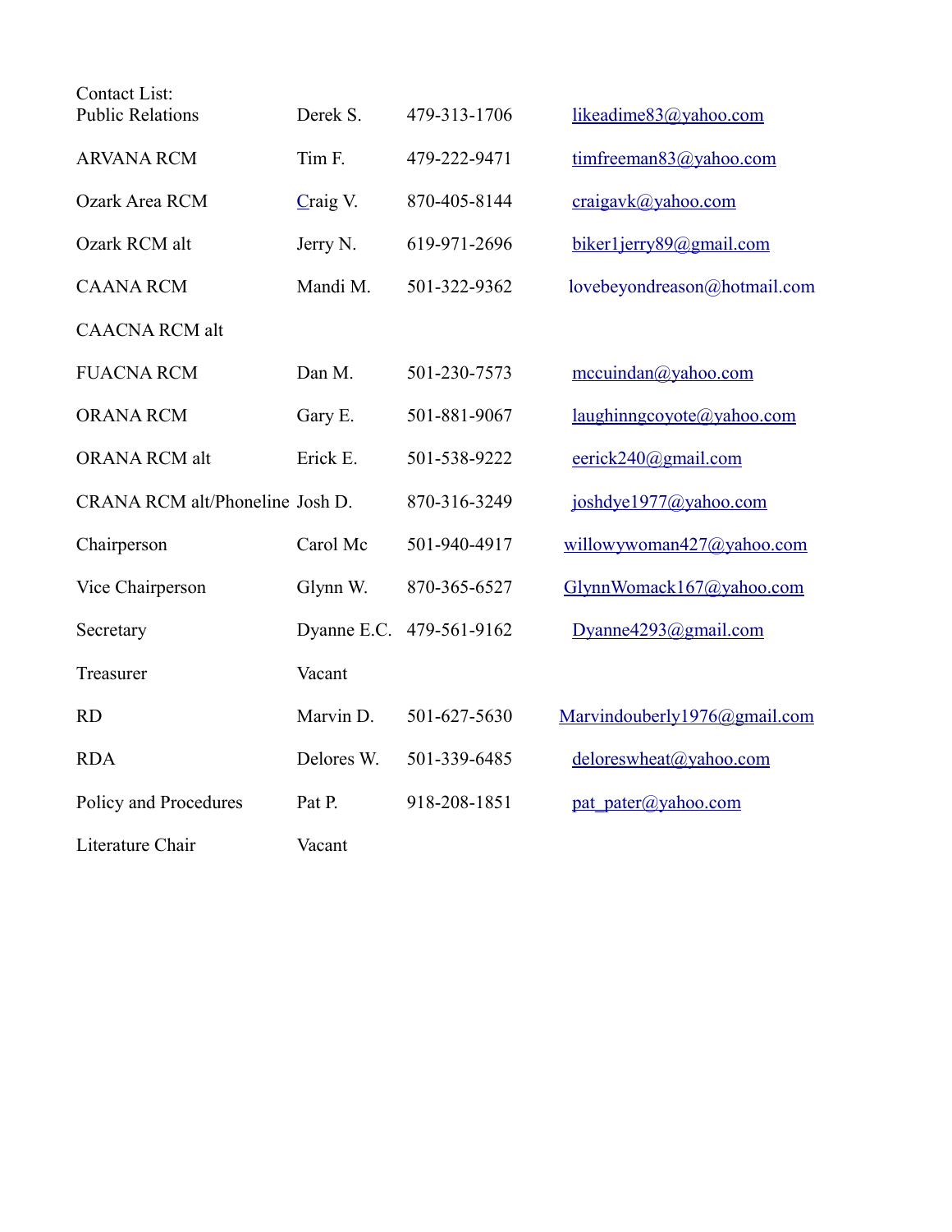Contact List:

| | | | |
|---|---|---|---|
| Public Relations | Derek S. | 479-313-1706 | likeadime83@yahoo.com |
| ARVANA RCM | Tim F. | 479-222-9471 | timfreeman83@yahoo.com |
| Ozark Area RCM | Craig V. | 870-405-8144 | craigavk@yahoo.com |
| Ozark RCM alt | Jerry N. | 619-971-2696 | biker1jerry89@gmail.com |
| CAANA RCM | Mandi M. | 501-322-9362 | lovebeyondreason@hotmail.com |
| CAACNA RCM alt | | | |
| FUACNA RCM | Dan M. | 501-230-7573 | mccuindan@yahoo.com |
| ORANA RCM | Gary E. | 501-881-9067 | laughinngcoyote@yahoo.com |
| ORANA RCM alt | Erick E. | 501-538-9222 | eerick240@gmail.com |
| CRANA RCM alt/Phoneline | Josh D. | 870-316-3249 | joshdye1977@yahoo.com |
| Chairperson | Carol Mc | 501-940-4917 | willowywoman427@yahoo.com |
| Vice Chairperson | Glynn W. | 870-365-6527 | GlynnWomack167@yahoo.com |
| Secretary | Dyanne E.C. | 479-561-9162 | Dyanne4293@gmail.com |
| Treasurer | Vacant | | |
| RD | Marvin D. | 501-627-5630 | Marvindouberly1976@gmail.com |
| RDA | Delores W. | 501-339-6485 | deloreswheat@yahoo.com |
| Policy and Procedures | Pat P. | 918-208-1851 | pat_pater@yahoo.com |
| Literature Chair | Vacant | | |